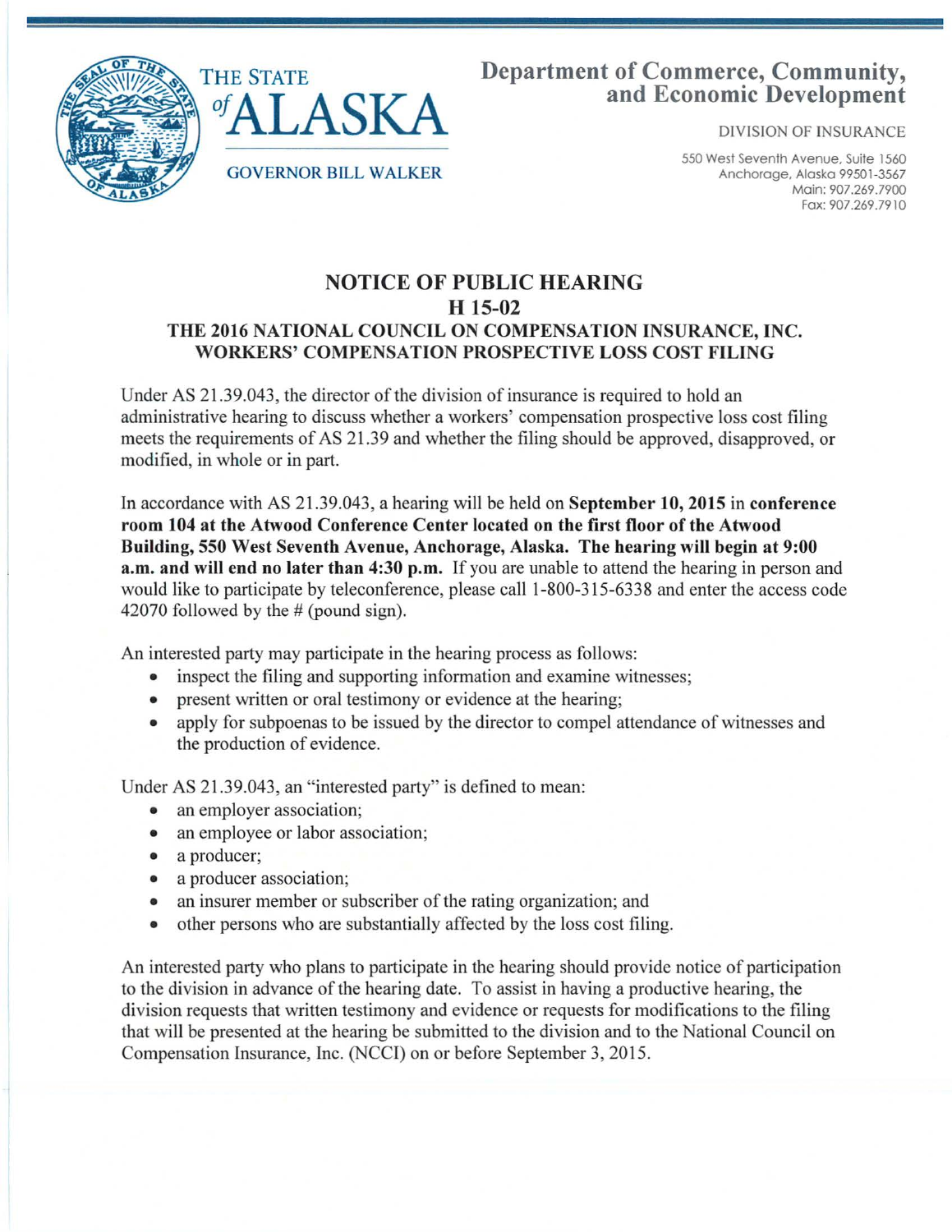THE STATE *of* ALASKA

GOVERNOR BILL WALKER

**Department of Commerce, Community, and Economic Development**

DIVISION OF INSURANCE

550 West Seventh Avenue, Suite 1560
Anchorage, Alaska 99501-3567
Main: 907.269.7900
Fax: 907.269.7910

## NOTICE OF PUBLIC HEARING
## H 15-02
## THE 2016 NATIONAL COUNCIL ON COMPENSATION INSURANCE, INC. WORKERS' COMPENSATION PROSPECTIVE LOSS COST FILING

Under AS 21.39.043, the director of the division of insurance is required to hold an administrative hearing to discuss whether a workers' compensation prospective loss cost filing meets the requirements of AS 21.39 and whether the filing should be approved, disapproved, or modified, in whole or in part.

In accordance with AS 21.39.043, a hearing will be held on **September 10, 2015** in **conference room 104 at the Atwood Conference Center located on the first floor of the Atwood Building, 550 West Seventh Avenue, Anchorage, Alaska. The hearing will begin at 9:00 a.m. and will end no later than 4:30 p.m.** If you are unable to attend the hearing in person and would like to participate by teleconference, please call 1-800-315-6338 and enter the access code 42070 followed by the # (pound sign).

An interested party may participate in the hearing process as follows:

- inspect the filing and supporting information and examine witnesses;
- present written or oral testimony or evidence at the hearing;
- apply for subpoenas to be issued by the director to compel attendance of witnesses and the production of evidence.

Under AS 21.39.043, an "interested party" is defined to mean:

- an employer association;
- an employee or labor association;
- a producer;
- a producer association;
- an insurer member or subscriber of the rating organization; and
- other persons who are substantially affected by the loss cost filing.

An interested party who plans to participate in the hearing should provide notice of participation to the division in advance of the hearing date. To assist in having a productive hearing, the division requests that written testimony and evidence or requests for modifications to the filing that will be presented at the hearing be submitted to the division and to the National Council on Compensation Insurance, Inc. (NCCI) on or before September 3, 2015.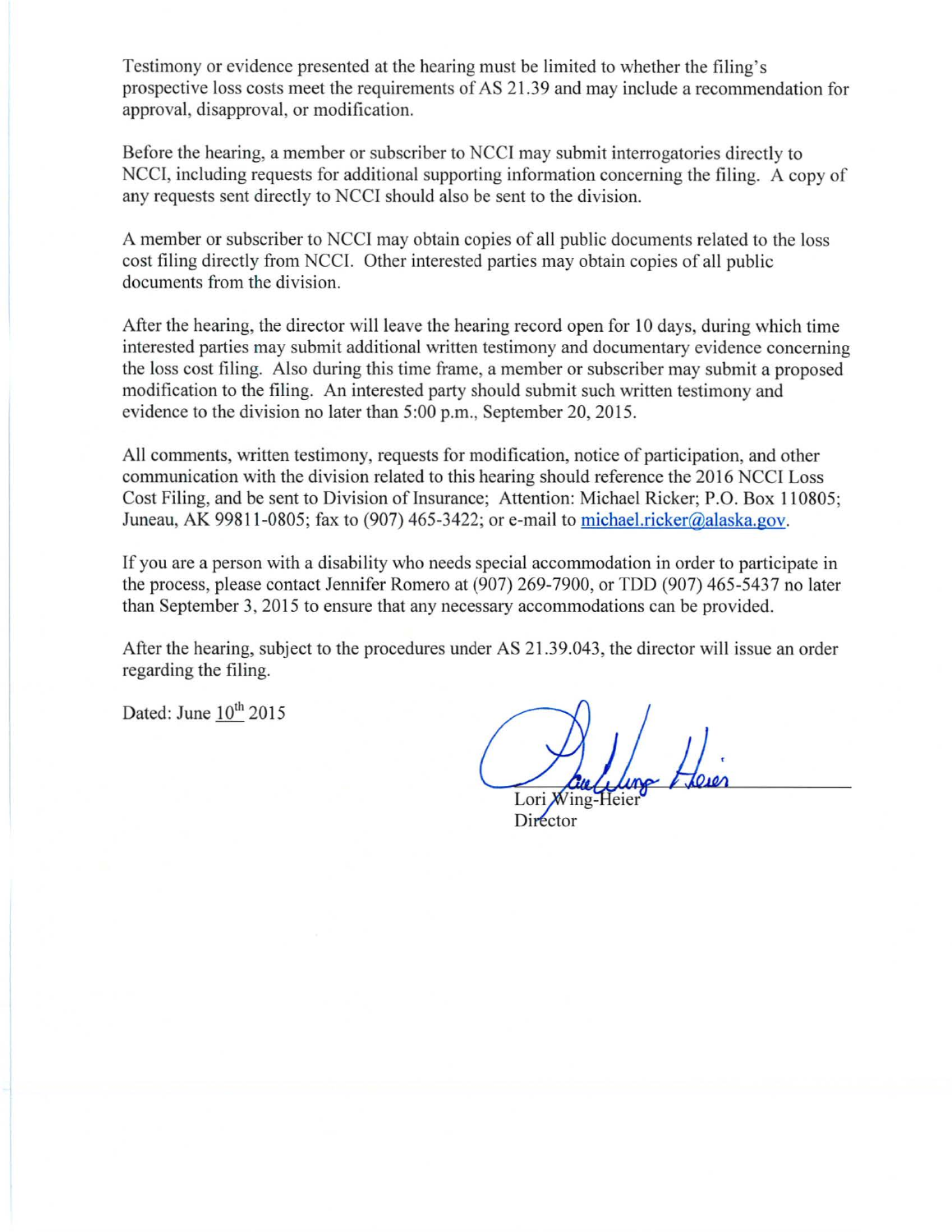Testimony or evidence presented at the hearing must be limited to whether the filing's prospective loss costs meet the requirements of AS 21.39 and may include a recommendation for approval, disapproval, or modification.

Before the hearing, a member or subscriber to NCCI may submit interrogatories directly to NCCI, including requests for additional supporting information concerning the filing. A copy of any requests sent directly to NCCI should also be sent to the division.

A member or subscriber to NCCI may obtain copies of all public documents related to the loss cost filing directly from NCCI. Other interested parties may obtain copies of all public documents from the division.

After the hearing, the director will leave the hearing record open for 10 days, during which time interested parties may submit additional written testimony and documentary evidence concerning the loss cost filing. Also during this time frame, a member or subscriber may submit a proposed modification to the filing. An interested party should submit such written testimony and evidence to the division no later than 5:00 p.m., September 20, 2015.

All comments, written testimony, requests for modification, notice of participation, and other communication with the division related to this hearing should reference the 2016 NCCI Loss Cost Filing, and be sent to Division of Insurance; Attention: Michael Ricker; P.O. Box 110805; Juneau, AK 99811-0805; fax to (907) 465-3422; or e-mail to michael.ricker@alaska.gov.

If you are a person with a disability who needs special accommodation in order to participate in the process, please contact Jennifer Romero at (907) 269-7900, or TDD (907) 465-5437 no later than September 3, 2015 to ensure that any necessary accommodations can be provided.

After the hearing, subject to the procedures under AS 21.39.043, the director will issue an order regarding the filing.

Dated: June 10th 2015

Lori Wing-Heier
Director